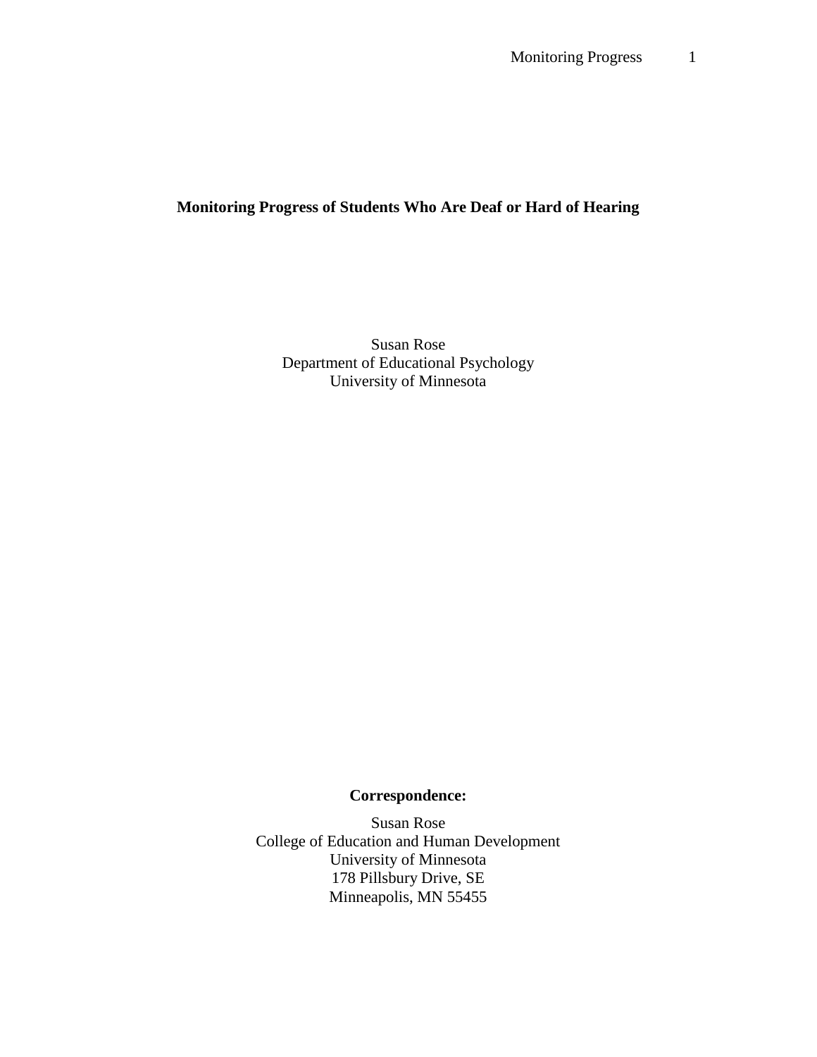# Monitoring Progress of Students Who Are Deaf or Hard of Hearing

Susan Rose
Department of Educational Psychology
University of Minnesota

**Correspondence:**

Susan Rose
College of Education and Human Development
University of Minnesota
178 Pillsbury Drive, SE
Minneapolis, MN 55455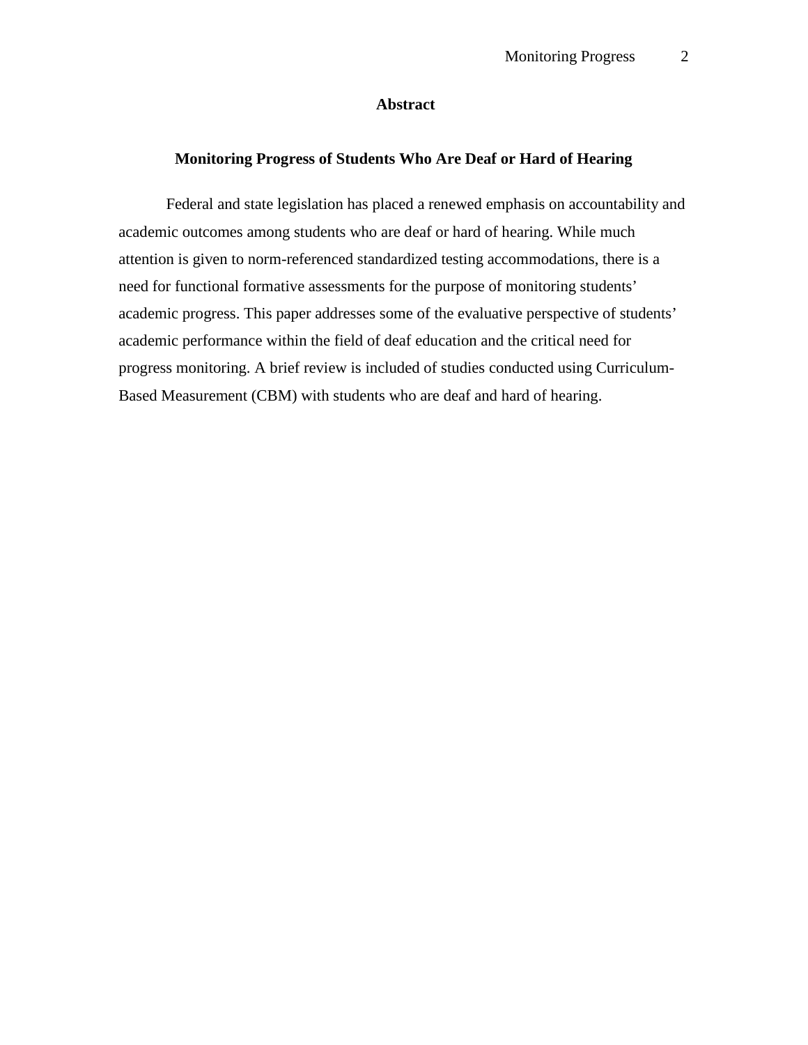# Abstract

## Monitoring Progress of Students Who Are Deaf or Hard of Hearing

Federal and state legislation has placed a renewed emphasis on accountability and academic outcomes among students who are deaf or hard of hearing. While much attention is given to norm-referenced standardized testing accommodations, there is a need for functional formative assessments for the purpose of monitoring students' academic progress. This paper addresses some of the evaluative perspective of students' academic performance within the field of deaf education and the critical need for progress monitoring. A brief review is included of studies conducted using Curriculum-Based Measurement (CBM) with students who are deaf and hard of hearing.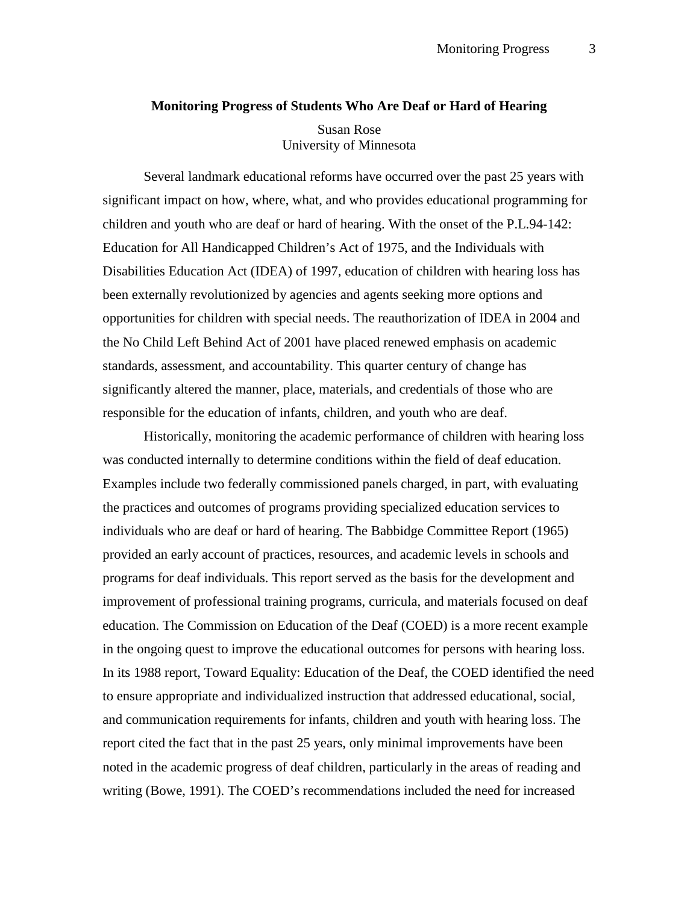# Monitoring Progress of Students Who Are Deaf or Hard of Hearing

Susan Rose
University of Minnesota

Several landmark educational reforms have occurred over the past 25 years with significant impact on how, where, what, and who provides educational programming for children and youth who are deaf or hard of hearing. With the onset of the P.L.94-142: Education for All Handicapped Children's Act of 1975, and the Individuals with Disabilities Education Act (IDEA) of 1997, education of children with hearing loss has been externally revolutionized by agencies and agents seeking more options and opportunities for children with special needs. The reauthorization of IDEA in 2004 and the No Child Left Behind Act of 2001 have placed renewed emphasis on academic standards, assessment, and accountability. This quarter century of change has significantly altered the manner, place, materials, and credentials of those who are responsible for the education of infants, children, and youth who are deaf.

Historically, monitoring the academic performance of children with hearing loss was conducted internally to determine conditions within the field of deaf education. Examples include two federally commissioned panels charged, in part, with evaluating the practices and outcomes of programs providing specialized education services to individuals who are deaf or hard of hearing. The Babbidge Committee Report (1965) provided an early account of practices, resources, and academic levels in schools and programs for deaf individuals. This report served as the basis for the development and improvement of professional training programs, curricula, and materials focused on deaf education. The Commission on Education of the Deaf (COED) is a more recent example in the ongoing quest to improve the educational outcomes for persons with hearing loss. In its 1988 report, Toward Equality: Education of the Deaf, the COED identified the need to ensure appropriate and individualized instruction that addressed educational, social, and communication requirements for infants, children and youth with hearing loss. The report cited the fact that in the past 25 years, only minimal improvements have been noted in the academic progress of deaf children, particularly in the areas of reading and writing (Bowe, 1991). The COED's recommendations included the need for increased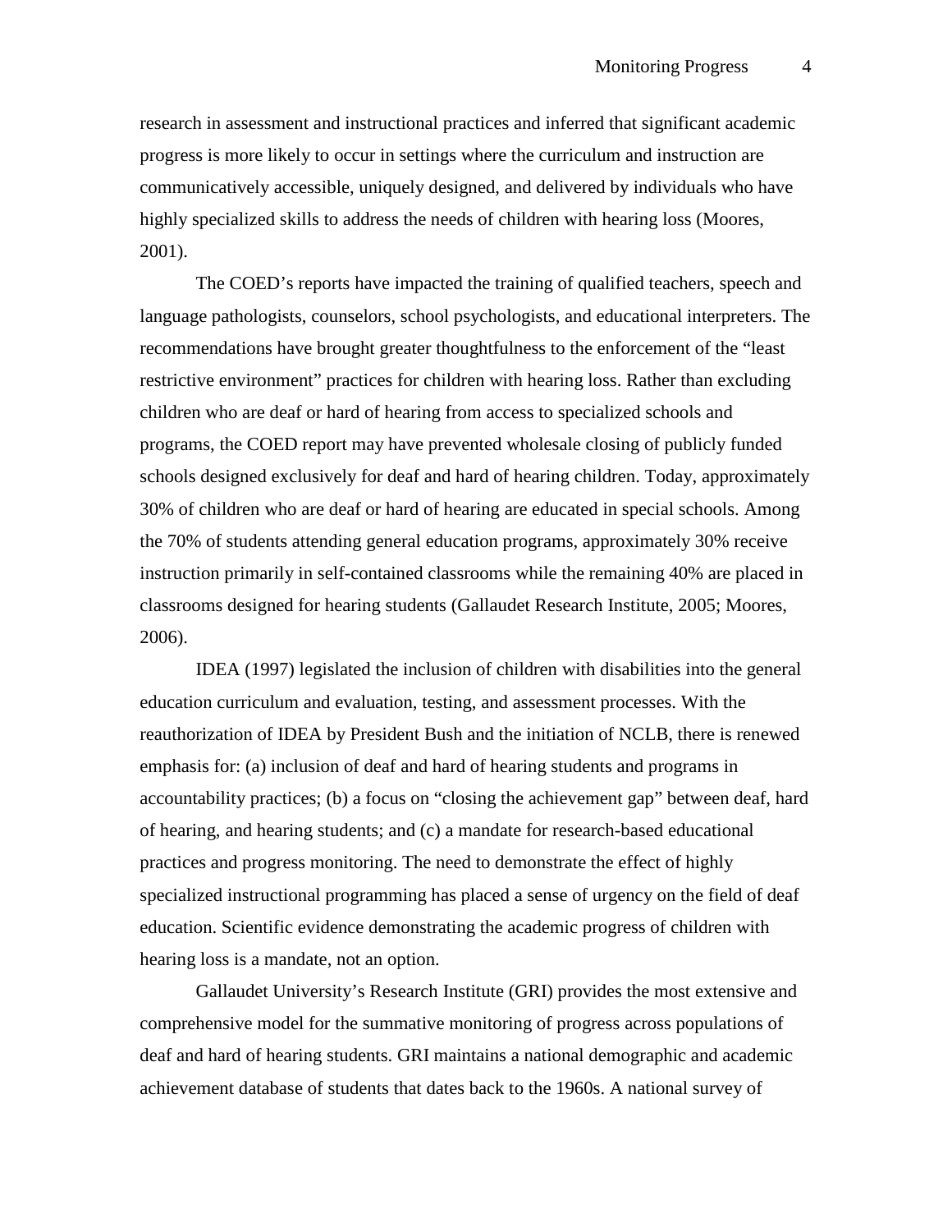research in assessment and instructional practices and inferred that significant academic progress is more likely to occur in settings where the curriculum and instruction are communicatively accessible, uniquely designed, and delivered by individuals who have highly specialized skills to address the needs of children with hearing loss (Moores, 2001).

The COED's reports have impacted the training of qualified teachers, speech and language pathologists, counselors, school psychologists, and educational interpreters. The recommendations have brought greater thoughtfulness to the enforcement of the "least restrictive environment" practices for children with hearing loss. Rather than excluding children who are deaf or hard of hearing from access to specialized schools and programs, the COED report may have prevented wholesale closing of publicly funded schools designed exclusively for deaf and hard of hearing children. Today, approximately 30% of children who are deaf or hard of hearing are educated in special schools. Among the 70% of students attending general education programs, approximately 30% receive instruction primarily in self-contained classrooms while the remaining 40% are placed in classrooms designed for hearing students (Gallaudet Research Institute, 2005; Moores, 2006).

IDEA (1997) legislated the inclusion of children with disabilities into the general education curriculum and evaluation, testing, and assessment processes. With the reauthorization of IDEA by President Bush and the initiation of NCLB, there is renewed emphasis for: (a) inclusion of deaf and hard of hearing students and programs in accountability practices; (b) a focus on "closing the achievement gap" between deaf, hard of hearing, and hearing students; and (c) a mandate for research-based educational practices and progress monitoring. The need to demonstrate the effect of highly specialized instructional programming has placed a sense of urgency on the field of deaf education. Scientific evidence demonstrating the academic progress of children with hearing loss is a mandate, not an option.

Gallaudet University's Research Institute (GRI) provides the most extensive and comprehensive model for the summative monitoring of progress across populations of deaf and hard of hearing students. GRI maintains a national demographic and academic achievement database of students that dates back to the 1960s. A national survey of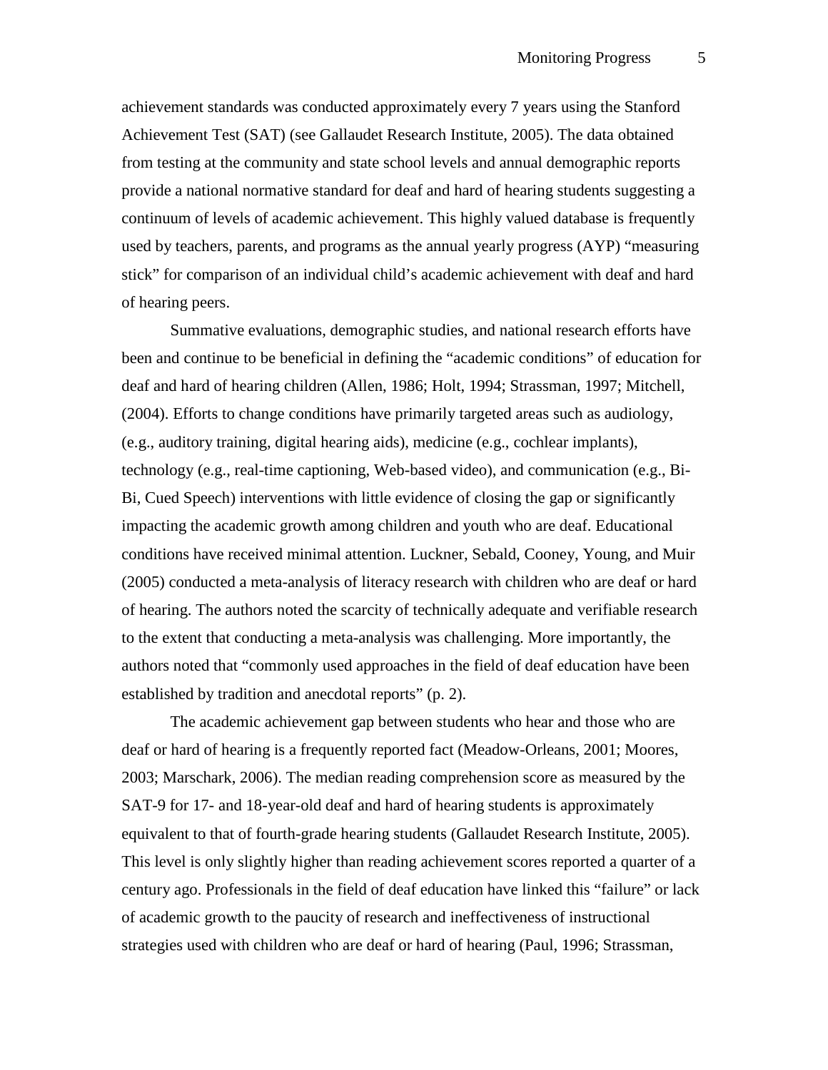achievement standards was conducted approximately every 7 years using the Stanford Achievement Test (SAT) (see Gallaudet Research Institute, 2005). The data obtained from testing at the community and state school levels and annual demographic reports provide a national normative standard for deaf and hard of hearing students suggesting a continuum of levels of academic achievement. This highly valued database is frequently used by teachers, parents, and programs as the annual yearly progress (AYP) "measuring stick" for comparison of an individual child's academic achievement with deaf and hard of hearing peers.

Summative evaluations, demographic studies, and national research efforts have been and continue to be beneficial in defining the "academic conditions" of education for deaf and hard of hearing children (Allen, 1986; Holt, 1994; Strassman, 1997; Mitchell, (2004). Efforts to change conditions have primarily targeted areas such as audiology, (e.g., auditory training, digital hearing aids), medicine (e.g., cochlear implants), technology (e.g., real-time captioning, Web-based video), and communication (e.g., Bi-Bi, Cued Speech) interventions with little evidence of closing the gap or significantly impacting the academic growth among children and youth who are deaf. Educational conditions have received minimal attention. Luckner, Sebald, Cooney, Young, and Muir (2005) conducted a meta-analysis of literacy research with children who are deaf or hard of hearing. The authors noted the scarcity of technically adequate and verifiable research to the extent that conducting a meta-analysis was challenging. More importantly, the authors noted that "commonly used approaches in the field of deaf education have been established by tradition and anecdotal reports" (p. 2).

The academic achievement gap between students who hear and those who are deaf or hard of hearing is a frequently reported fact (Meadow-Orleans, 2001; Moores, 2003; Marschark, 2006). The median reading comprehension score as measured by the SAT-9 for 17- and 18-year-old deaf and hard of hearing students is approximately equivalent to that of fourth-grade hearing students (Gallaudet Research Institute, 2005). This level is only slightly higher than reading achievement scores reported a quarter of a century ago. Professionals in the field of deaf education have linked this "failure" or lack of academic growth to the paucity of research and ineffectiveness of instructional strategies used with children who are deaf or hard of hearing (Paul, 1996; Strassman,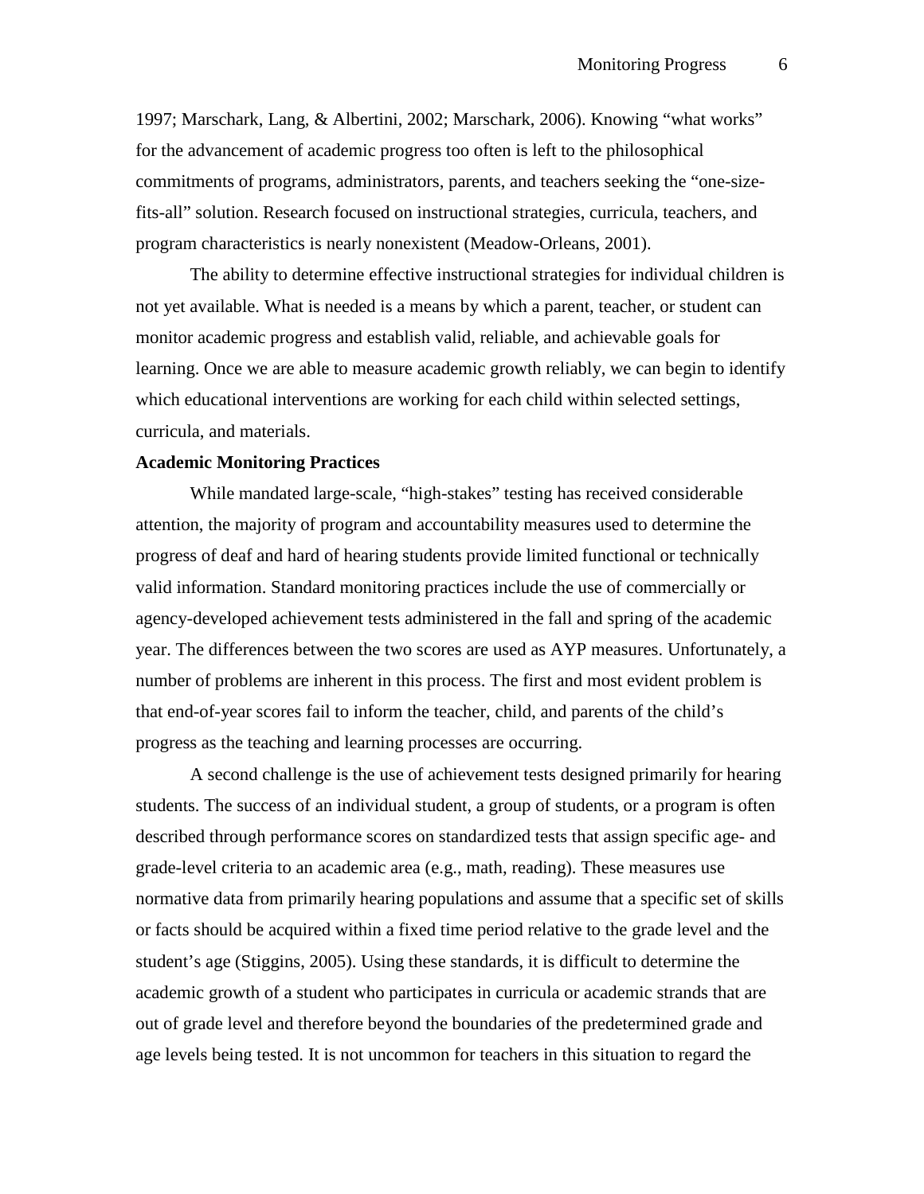1997; Marschark, Lang, & Albertini, 2002; Marschark, 2006). Knowing "what works" for the advancement of academic progress too often is left to the philosophical commitments of programs, administrators, parents, and teachers seeking the "one-size-fits-all" solution. Research focused on instructional strategies, curricula, teachers, and program characteristics is nearly nonexistent (Meadow-Orleans, 2001).

The ability to determine effective instructional strategies for individual children is not yet available. What is needed is a means by which a parent, teacher, or student can monitor academic progress and establish valid, reliable, and achievable goals for learning. Once we are able to measure academic growth reliably, we can begin to identify which educational interventions are working for each child within selected settings, curricula, and materials.

**Academic Monitoring Practices**

While mandated large-scale, "high-stakes" testing has received considerable attention, the majority of program and accountability measures used to determine the progress of deaf and hard of hearing students provide limited functional or technically valid information. Standard monitoring practices include the use of commercially or agency-developed achievement tests administered in the fall and spring of the academic year. The differences between the two scores are used as AYP measures. Unfortunately, a number of problems are inherent in this process. The first and most evident problem is that end-of-year scores fail to inform the teacher, child, and parents of the child's progress as the teaching and learning processes are occurring.

A second challenge is the use of achievement tests designed primarily for hearing students. The success of an individual student, a group of students, or a program is often described through performance scores on standardized tests that assign specific age- and grade-level criteria to an academic area (e.g., math, reading). These measures use normative data from primarily hearing populations and assume that a specific set of skills or facts should be acquired within a fixed time period relative to the grade level and the student's age (Stiggins, 2005). Using these standards, it is difficult to determine the academic growth of a student who participates in curricula or academic strands that are out of grade level and therefore beyond the boundaries of the predetermined grade and age levels being tested. It is not uncommon for teachers in this situation to regard the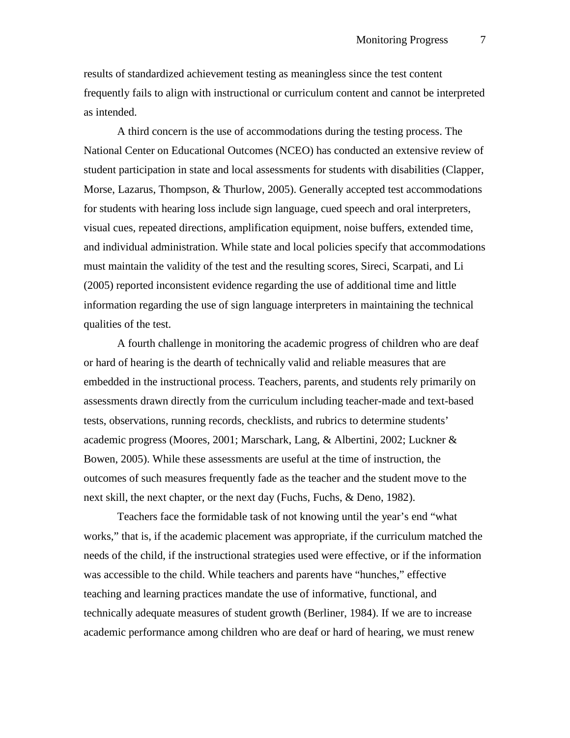results of standardized achievement testing as meaningless since the test content frequently fails to align with instructional or curriculum content and cannot be interpreted as intended.

A third concern is the use of accommodations during the testing process. The National Center on Educational Outcomes (NCEO) has conducted an extensive review of student participation in state and local assessments for students with disabilities (Clapper, Morse, Lazarus, Thompson, & Thurlow, 2005). Generally accepted test accommodations for students with hearing loss include sign language, cued speech and oral interpreters, visual cues, repeated directions, amplification equipment, noise buffers, extended time, and individual administration. While state and local policies specify that accommodations must maintain the validity of the test and the resulting scores, Sireci, Scarpati, and Li (2005) reported inconsistent evidence regarding the use of additional time and little information regarding the use of sign language interpreters in maintaining the technical qualities of the test.

A fourth challenge in monitoring the academic progress of children who are deaf or hard of hearing is the dearth of technically valid and reliable measures that are embedded in the instructional process. Teachers, parents, and students rely primarily on assessments drawn directly from the curriculum including teacher-made and text-based tests, observations, running records, checklists, and rubrics to determine students' academic progress (Moores, 2001; Marschark, Lang, & Albertini, 2002; Luckner & Bowen, 2005). While these assessments are useful at the time of instruction, the outcomes of such measures frequently fade as the teacher and the student move to the next skill, the next chapter, or the next day (Fuchs, Fuchs, & Deno, 1982).

Teachers face the formidable task of not knowing until the year's end "what works," that is, if the academic placement was appropriate, if the curriculum matched the needs of the child, if the instructional strategies used were effective, or if the information was accessible to the child. While teachers and parents have "hunches," effective teaching and learning practices mandate the use of informative, functional, and technically adequate measures of student growth (Berliner, 1984). If we are to increase academic performance among children who are deaf or hard of hearing, we must renew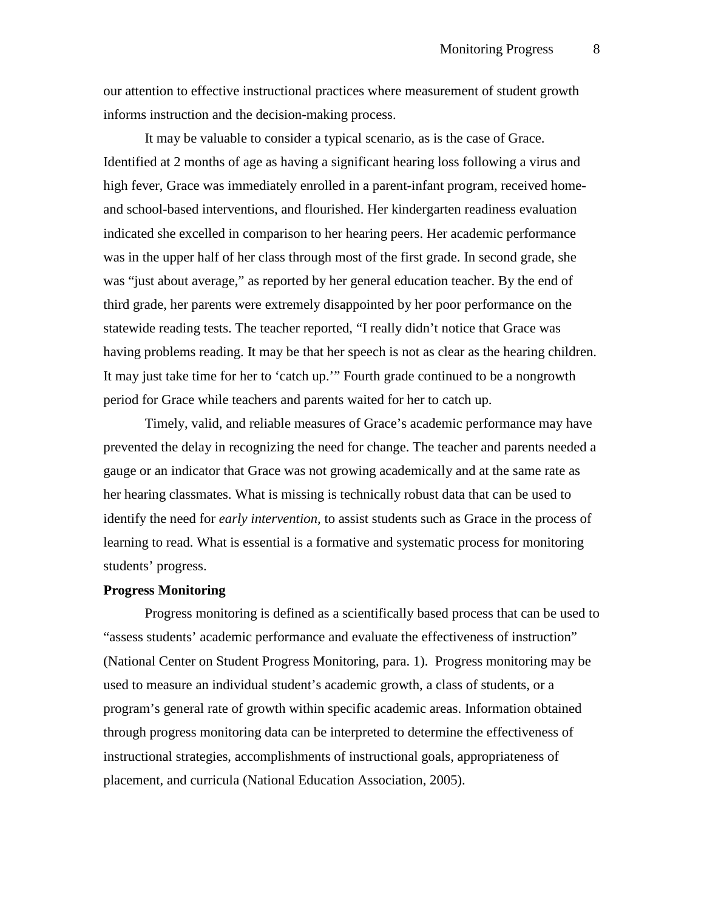our attention to effective instructional practices where measurement of student growth informs instruction and the decision-making process.

It may be valuable to consider a typical scenario, as is the case of Grace. Identified at 2 months of age as having a significant hearing loss following a virus and high fever, Grace was immediately enrolled in a parent-infant program, received home- and school-based interventions, and flourished. Her kindergarten readiness evaluation indicated she excelled in comparison to her hearing peers. Her academic performance was in the upper half of her class through most of the first grade. In second grade, she was "just about average," as reported by her general education teacher. By the end of third grade, her parents were extremely disappointed by her poor performance on the statewide reading tests. The teacher reported, "I really didn't notice that Grace was having problems reading. It may be that her speech is not as clear as the hearing children. It may just take time for her to 'catch up.'" Fourth grade continued to be a nongrowth period for Grace while teachers and parents waited for her to catch up.

Timely, valid, and reliable measures of Grace's academic performance may have prevented the delay in recognizing the need for change. The teacher and parents needed a gauge or an indicator that Grace was not growing academically and at the same rate as her hearing classmates. What is missing is technically robust data that can be used to identify the need for *early intervention*, to assist students such as Grace in the process of learning to read. What is essential is a formative and systematic process for monitoring students' progress.

**Progress Monitoring**

Progress monitoring is defined as a scientifically based process that can be used to "assess students' academic performance and evaluate the effectiveness of instruction" (National Center on Student Progress Monitoring, para. 1). Progress monitoring may be used to measure an individual student's academic growth, a class of students, or a program's general rate of growth within specific academic areas. Information obtained through progress monitoring data can be interpreted to determine the effectiveness of instructional strategies, accomplishments of instructional goals, appropriateness of placement, and curricula (National Education Association, 2005).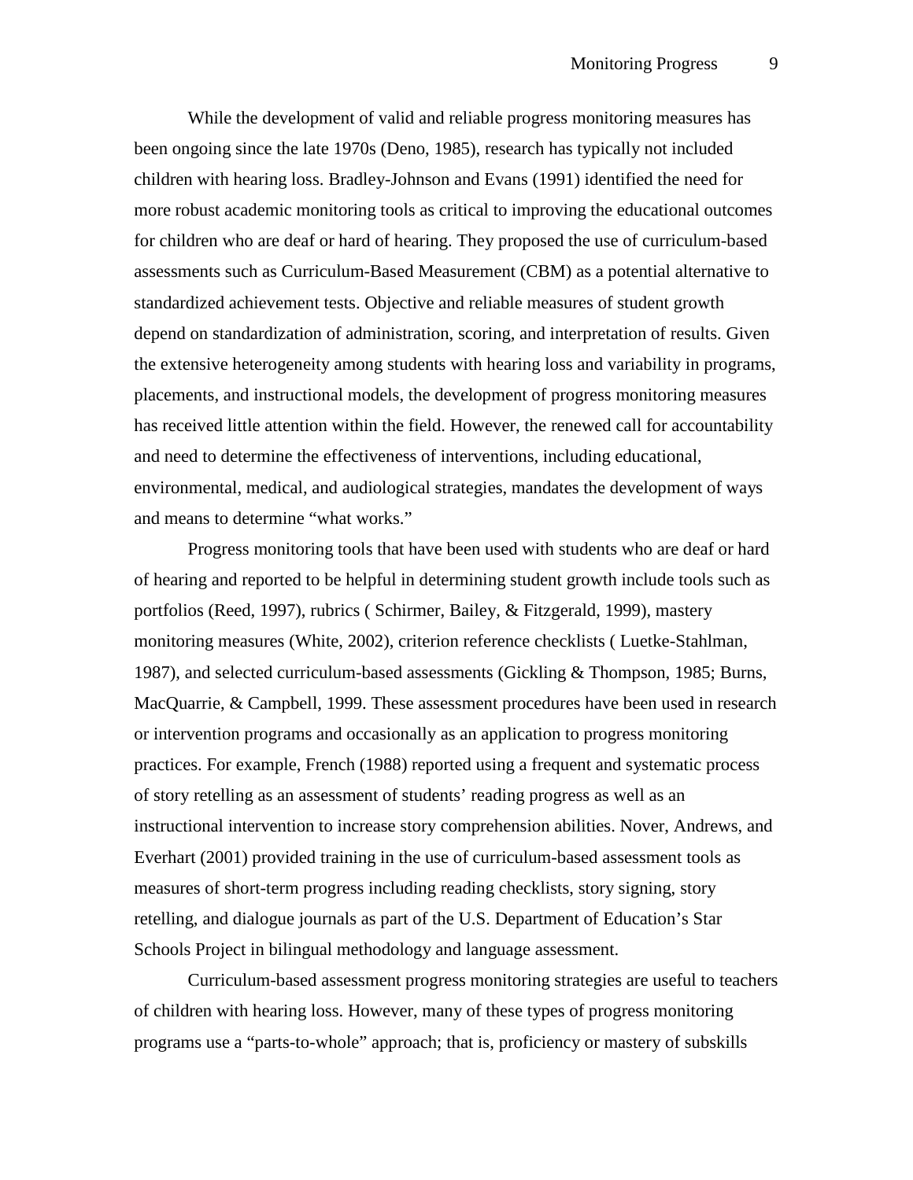While the development of valid and reliable progress monitoring measures has been ongoing since the late 1970s (Deno, 1985), research has typically not included children with hearing loss. Bradley-Johnson and Evans (1991) identified the need for more robust academic monitoring tools as critical to improving the educational outcomes for children who are deaf or hard of hearing. They proposed the use of curriculum-based assessments such as Curriculum-Based Measurement (CBM) as a potential alternative to standardized achievement tests. Objective and reliable measures of student growth depend on standardization of administration, scoring, and interpretation of results. Given the extensive heterogeneity among students with hearing loss and variability in programs, placements, and instructional models, the development of progress monitoring measures has received little attention within the field. However, the renewed call for accountability and need to determine the effectiveness of interventions, including educational, environmental, medical, and audiological strategies, mandates the development of ways and means to determine "what works."

Progress monitoring tools that have been used with students who are deaf or hard of hearing and reported to be helpful in determining student growth include tools such as portfolios (Reed, 1997), rubrics ( Schirmer, Bailey, & Fitzgerald, 1999), mastery monitoring measures (White, 2002), criterion reference checklists ( Luetke-Stahlman, 1987), and selected curriculum-based assessments (Gickling & Thompson, 1985; Burns, MacQuarrie, & Campbell, 1999. These assessment procedures have been used in research or intervention programs and occasionally as an application to progress monitoring practices. For example, French (1988) reported using a frequent and systematic process of story retelling as an assessment of students' reading progress as well as an instructional intervention to increase story comprehension abilities. Nover, Andrews, and Everhart (2001) provided training in the use of curriculum-based assessment tools as measures of short-term progress including reading checklists, story signing, story retelling, and dialogue journals as part of the U.S. Department of Education's Star Schools Project in bilingual methodology and language assessment.

Curriculum-based assessment progress monitoring strategies are useful to teachers of children with hearing loss. However, many of these types of progress monitoring programs use a "parts-to-whole" approach; that is, proficiency or mastery of subskills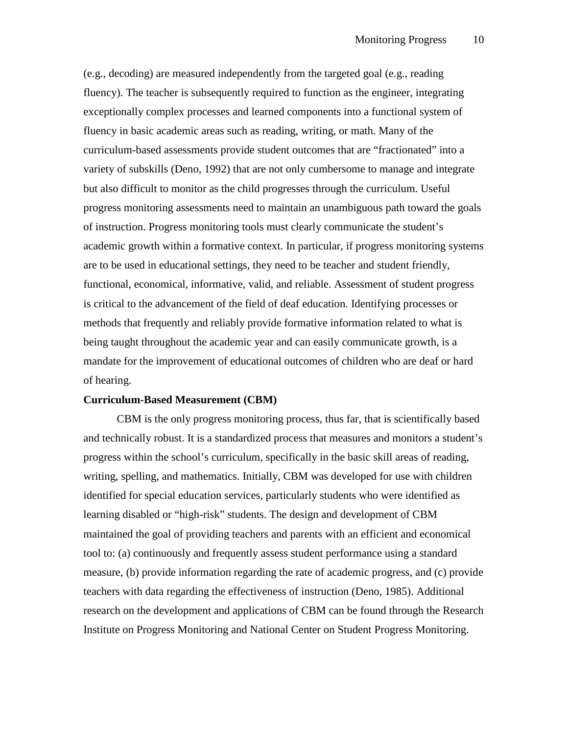(e.g., decoding) are measured independently from the targeted goal (e.g., reading fluency). The teacher is subsequently required to function as the engineer, integrating exceptionally complex processes and learned components into a functional system of fluency in basic academic areas such as reading, writing, or math. Many of the curriculum-based assessments provide student outcomes that are "fractionated" into a variety of subskills (Deno, 1992) that are not only cumbersome to manage and integrate but also difficult to monitor as the child progresses through the curriculum. Useful progress monitoring assessments need to maintain an unambiguous path toward the goals of instruction. Progress monitoring tools must clearly communicate the student's academic growth within a formative context. In particular, if progress monitoring systems are to be used in educational settings, they need to be teacher and student friendly, functional, economical, informative, valid, and reliable. Assessment of student progress is critical to the advancement of the field of deaf education. Identifying processes or methods that frequently and reliably provide formative information related to what is being taught throughout the academic year and can easily communicate growth, is a mandate for the improvement of educational outcomes of children who are deaf or hard of hearing.

**Curriculum-Based Measurement (CBM)**

CBM is the only progress monitoring process, thus far, that is scientifically based and technically robust. It is a standardized process that measures and monitors a student's progress within the school's curriculum, specifically in the basic skill areas of reading, writing, spelling, and mathematics. Initially, CBM was developed for use with children identified for special education services, particularly students who were identified as learning disabled or "high-risk" students. The design and development of CBM maintained the goal of providing teachers and parents with an efficient and economical tool to: (a) continuously and frequently assess student performance using a standard measure, (b) provide information regarding the rate of academic progress, and (c) provide teachers with data regarding the effectiveness of instruction (Deno, 1985). Additional research on the development and applications of CBM can be found through the Research Institute on Progress Monitoring and National Center on Student Progress Monitoring.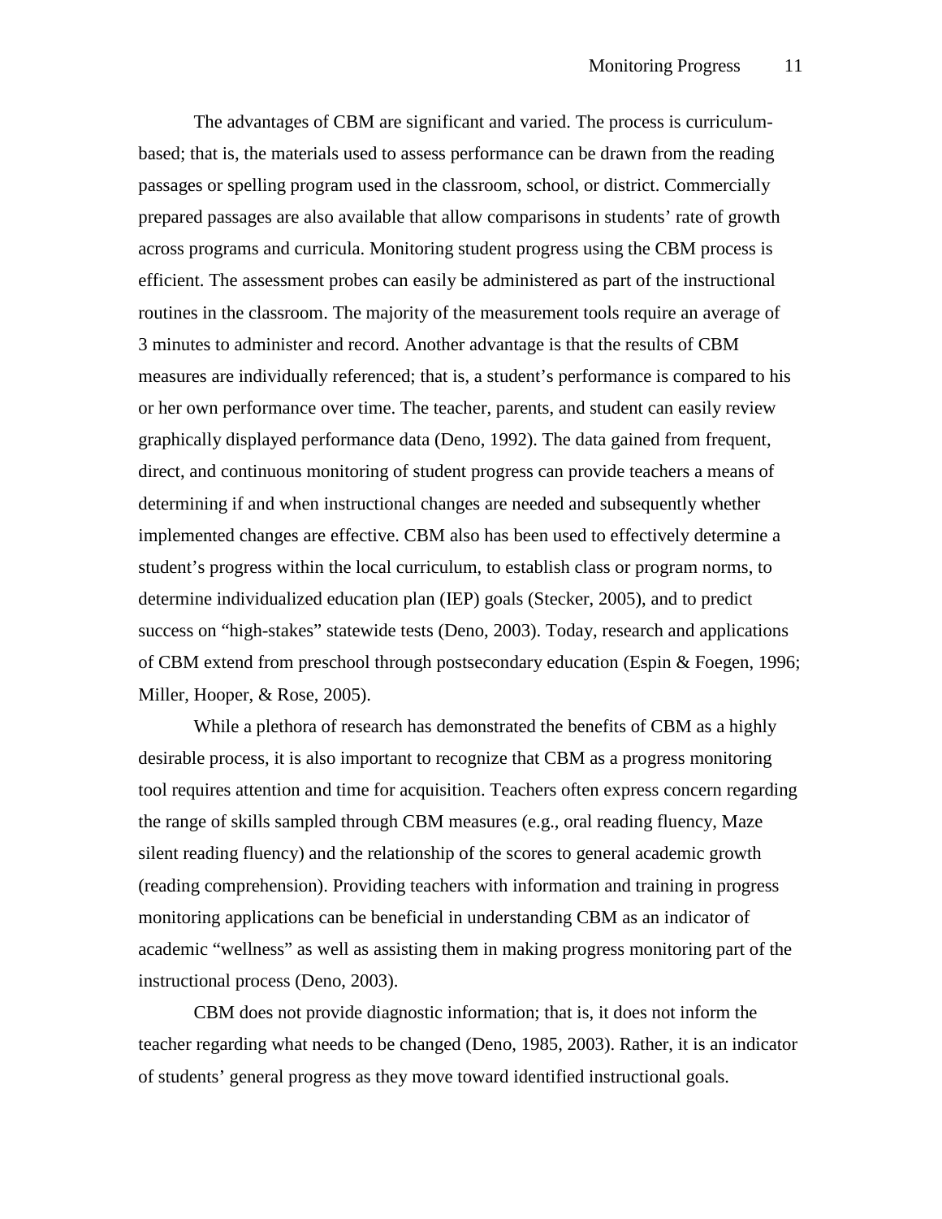The advantages of CBM are significant and varied. The process is curriculum-based; that is, the materials used to assess performance can be drawn from the reading passages or spelling program used in the classroom, school, or district. Commercially prepared passages are also available that allow comparisons in students' rate of growth across programs and curricula. Monitoring student progress using the CBM process is efficient. The assessment probes can easily be administered as part of the instructional routines in the classroom. The majority of the measurement tools require an average of 3 minutes to administer and record. Another advantage is that the results of CBM measures are individually referenced; that is, a student's performance is compared to his or her own performance over time. The teacher, parents, and student can easily review graphically displayed performance data (Deno, 1992). The data gained from frequent, direct, and continuous monitoring of student progress can provide teachers a means of determining if and when instructional changes are needed and subsequently whether implemented changes are effective. CBM also has been used to effectively determine a student's progress within the local curriculum, to establish class or program norms, to determine individualized education plan (IEP) goals (Stecker, 2005), and to predict success on "high-stakes" statewide tests (Deno, 2003). Today, research and applications of CBM extend from preschool through postsecondary education (Espin & Foegen, 1996; Miller, Hooper, & Rose, 2005).

While a plethora of research has demonstrated the benefits of CBM as a highly desirable process, it is also important to recognize that CBM as a progress monitoring tool requires attention and time for acquisition. Teachers often express concern regarding the range of skills sampled through CBM measures (e.g., oral reading fluency, Maze silent reading fluency) and the relationship of the scores to general academic growth (reading comprehension). Providing teachers with information and training in progress monitoring applications can be beneficial in understanding CBM as an indicator of academic "wellness" as well as assisting them in making progress monitoring part of the instructional process (Deno, 2003).

CBM does not provide diagnostic information; that is, it does not inform the teacher regarding what needs to be changed (Deno, 1985, 2003). Rather, it is an indicator of students' general progress as they move toward identified instructional goals.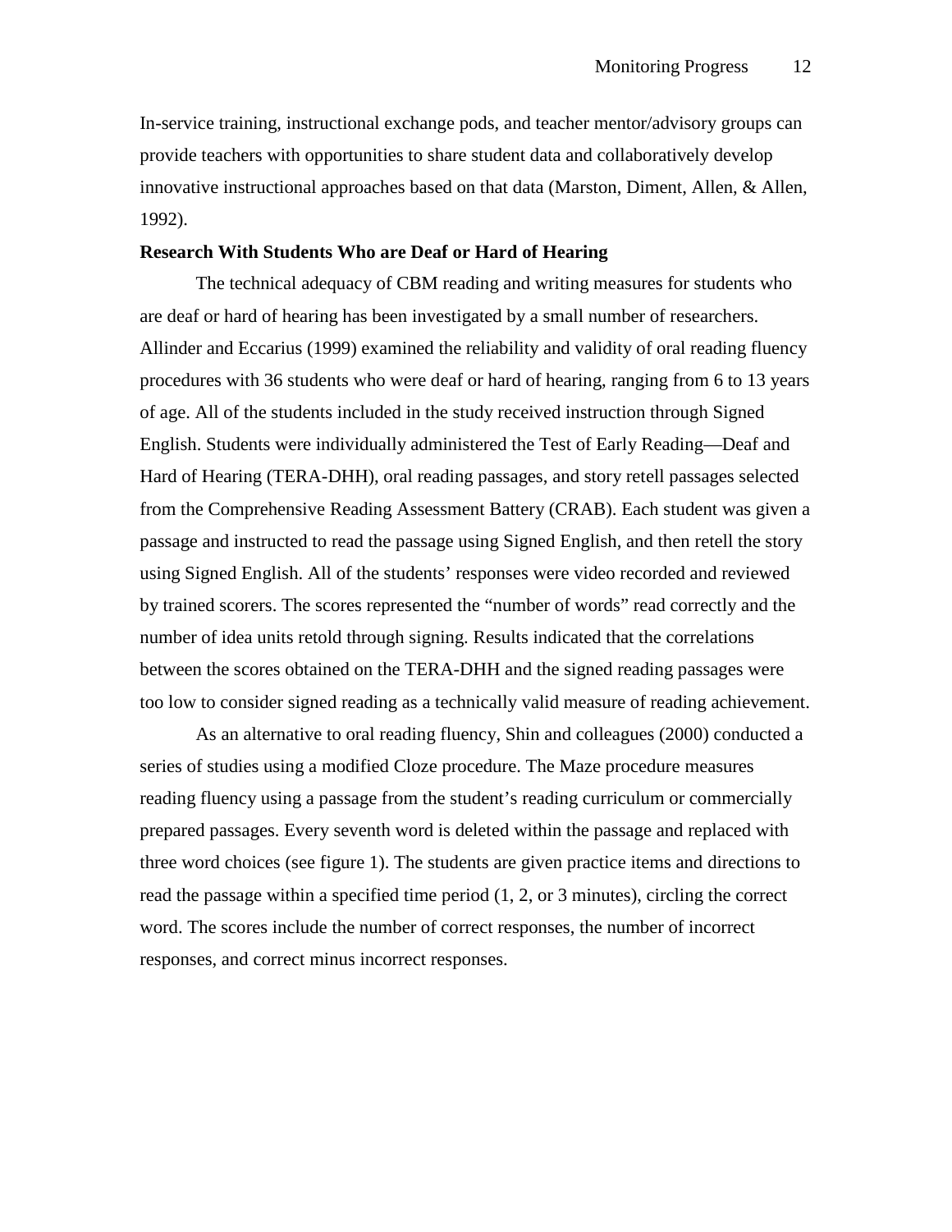In-service training, instructional exchange pods, and teacher mentor/advisory groups can provide teachers with opportunities to share student data and collaboratively develop innovative instructional approaches based on that data (Marston, Diment, Allen, & Allen, 1992).

**Research With Students Who are Deaf or Hard of Hearing**

The technical adequacy of CBM reading and writing measures for students who are deaf or hard of hearing has been investigated by a small number of researchers. Allinder and Eccarius (1999) examined the reliability and validity of oral reading fluency procedures with 36 students who were deaf or hard of hearing, ranging from 6 to 13 years of age. All of the students included in the study received instruction through Signed English. Students were individually administered the Test of Early Reading—Deaf and Hard of Hearing (TERA-DHH), oral reading passages, and story retell passages selected from the Comprehensive Reading Assessment Battery (CRAB). Each student was given a passage and instructed to read the passage using Signed English, and then retell the story using Signed English. All of the students' responses were video recorded and reviewed by trained scorers. The scores represented the "number of words" read correctly and the number of idea units retold through signing. Results indicated that the correlations between the scores obtained on the TERA-DHH and the signed reading passages were too low to consider signed reading as a technically valid measure of reading achievement.

As an alternative to oral reading fluency, Shin and colleagues (2000) conducted a series of studies using a modified Cloze procedure. The Maze procedure measures reading fluency using a passage from the student's reading curriculum or commercially prepared passages. Every seventh word is deleted within the passage and replaced with three word choices (see figure 1). The students are given practice items and directions to read the passage within a specified time period (1, 2, or 3 minutes), circling the correct word. The scores include the number of correct responses, the number of incorrect responses, and correct minus incorrect responses.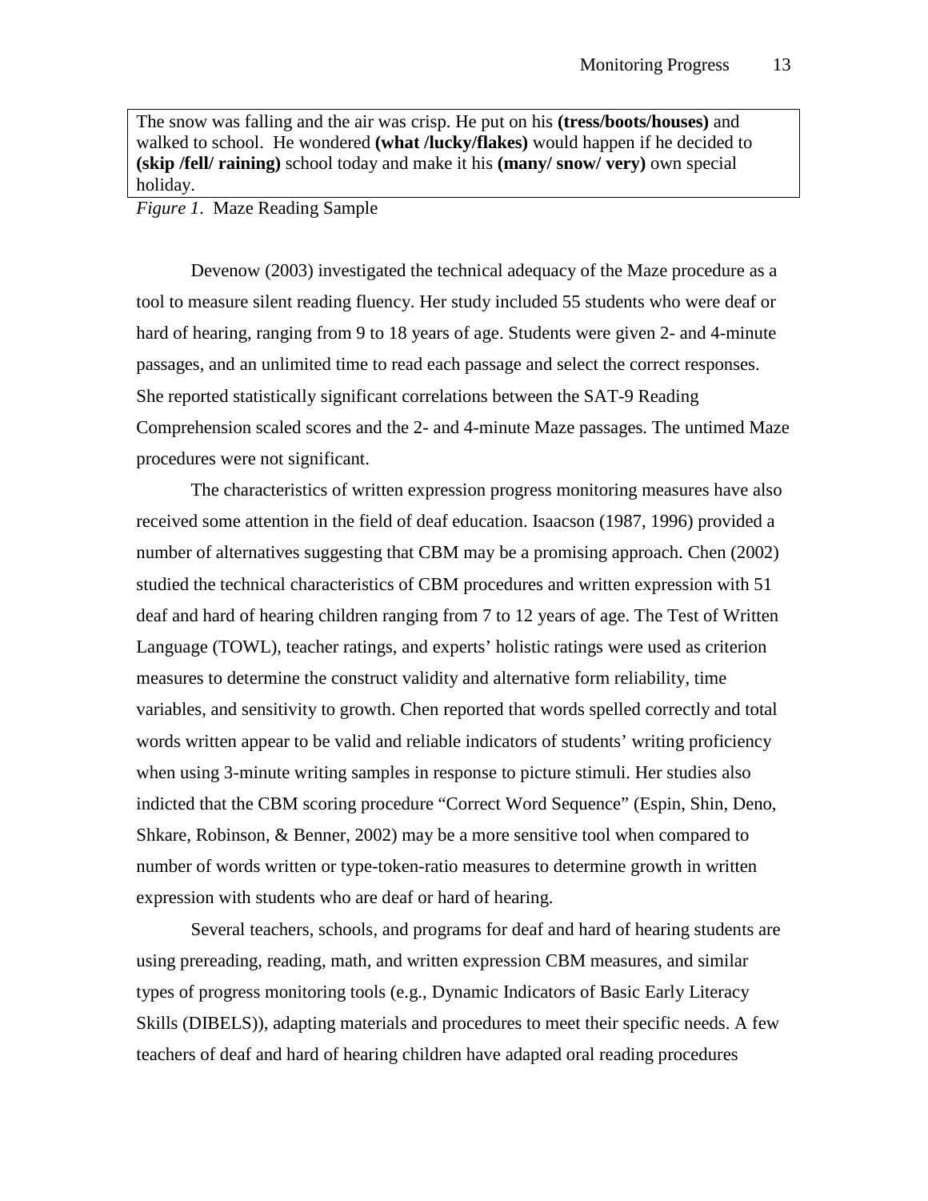The snow was falling and the air was crisp. He put on his **(tress/boots/houses)** and walked to school. He wondered **(what /lucky/flakes)** would happen if he decided to **(skip /fell/ raining)** school today and make it his **(many/ snow/ very)** own special holiday.

*Figure 1*. Maze Reading Sample

Devenow (2003) investigated the technical adequacy of the Maze procedure as a tool to measure silent reading fluency. Her study included 55 students who were deaf or hard of hearing, ranging from 9 to 18 years of age. Students were given 2- and 4-minute passages, and an unlimited time to read each passage and select the correct responses. She reported statistically significant correlations between the SAT-9 Reading Comprehension scaled scores and the 2- and 4-minute Maze passages. The untimed Maze procedures were not significant.

The characteristics of written expression progress monitoring measures have also received some attention in the field of deaf education. Isaacson (1987, 1996) provided a number of alternatives suggesting that CBM may be a promising approach. Chen (2002) studied the technical characteristics of CBM procedures and written expression with 51 deaf and hard of hearing children ranging from 7 to 12 years of age. The Test of Written Language (TOWL), teacher ratings, and experts' holistic ratings were used as criterion measures to determine the construct validity and alternative form reliability, time variables, and sensitivity to growth. Chen reported that words spelled correctly and total words written appear to be valid and reliable indicators of students' writing proficiency when using 3-minute writing samples in response to picture stimuli. Her studies also indicted that the CBM scoring procedure "Correct Word Sequence" (Espin, Shin, Deno, Shkare, Robinson, & Benner, 2002) may be a more sensitive tool when compared to number of words written or type-token-ratio measures to determine growth in written expression with students who are deaf or hard of hearing.

Several teachers, schools, and programs for deaf and hard of hearing students are using prereading, reading, math, and written expression CBM measures, and similar types of progress monitoring tools (e.g., Dynamic Indicators of Basic Early Literacy Skills (DIBELS)), adapting materials and procedures to meet their specific needs. A few teachers of deaf and hard of hearing children have adapted oral reading procedures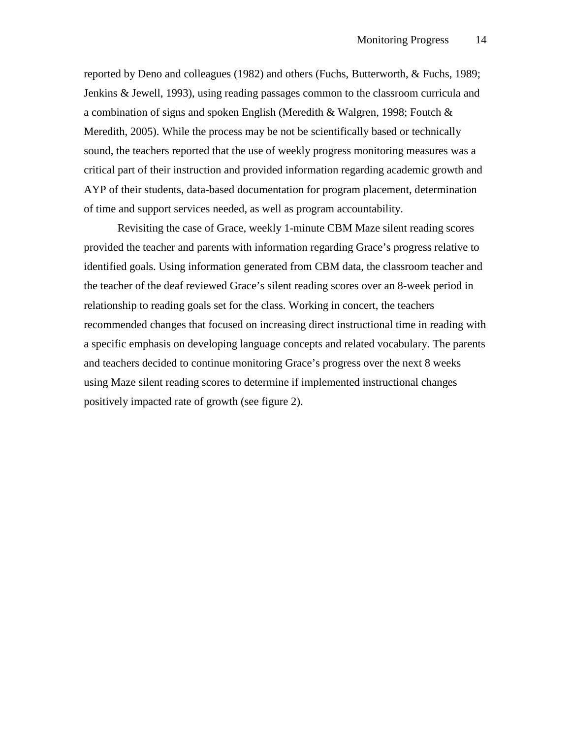reported by Deno and colleagues (1982) and others (Fuchs, Butterworth, & Fuchs, 1989; Jenkins & Jewell, 1993), using reading passages common to the classroom curricula and a combination of signs and spoken English (Meredith & Walgren, 1998; Foutch & Meredith, 2005). While the process may be not be scientifically based or technically sound, the teachers reported that the use of weekly progress monitoring measures was a critical part of their instruction and provided information regarding academic growth and AYP of their students, data-based documentation for program placement, determination of time and support services needed, as well as program accountability.

Revisiting the case of Grace, weekly 1-minute CBM Maze silent reading scores provided the teacher and parents with information regarding Grace's progress relative to identified goals. Using information generated from CBM data, the classroom teacher and the teacher of the deaf reviewed Grace's silent reading scores over an 8-week period in relationship to reading goals set for the class. Working in concert, the teachers recommended changes that focused on increasing direct instructional time in reading with a specific emphasis on developing language concepts and related vocabulary. The parents and teachers decided to continue monitoring Grace's progress over the next 8 weeks using Maze silent reading scores to determine if implemented instructional changes positively impacted rate of growth (see figure 2).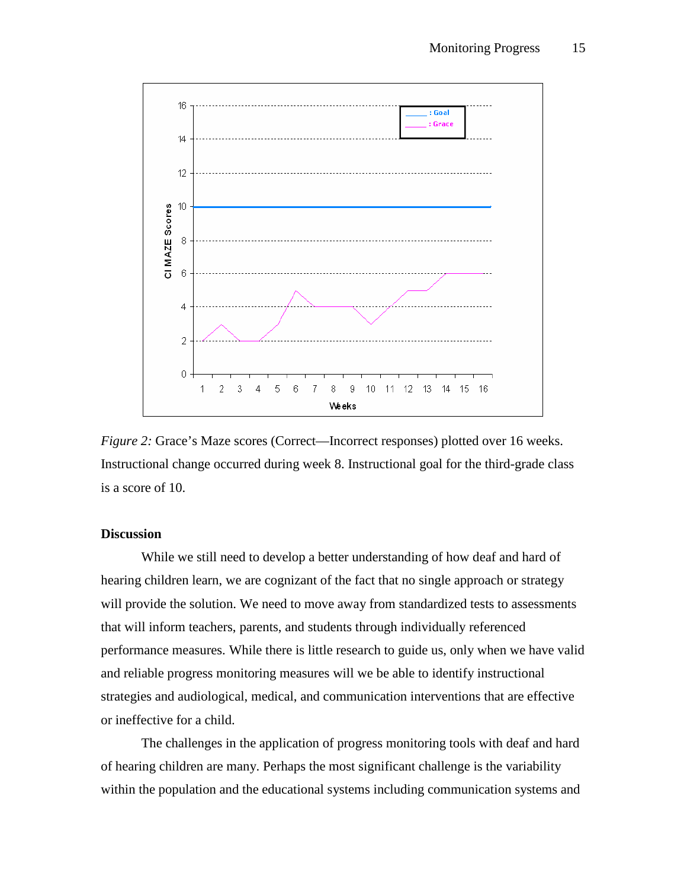*Figure 2:* Grace's Maze scores (Correct—Incorrect responses) plotted over 16 weeks. Instructional change occurred during week 8. Instructional goal for the third-grade class is a score of 10.

### Discussion

While we still need to develop a better understanding of how deaf and hard of hearing children learn, we are cognizant of the fact that no single approach or strategy will provide the solution. We need to move away from standardized tests to assessments that will inform teachers, parents, and students through individually referenced performance measures. While there is little research to guide us, only when we have valid and reliable progress monitoring measures will we be able to identify instructional strategies and audiological, medical, and communication interventions that are effective or ineffective for a child.

The challenges in the application of progress monitoring tools with deaf and hard of hearing children are many. Perhaps the most significant challenge is the variability within the population and the educational systems including communication systems and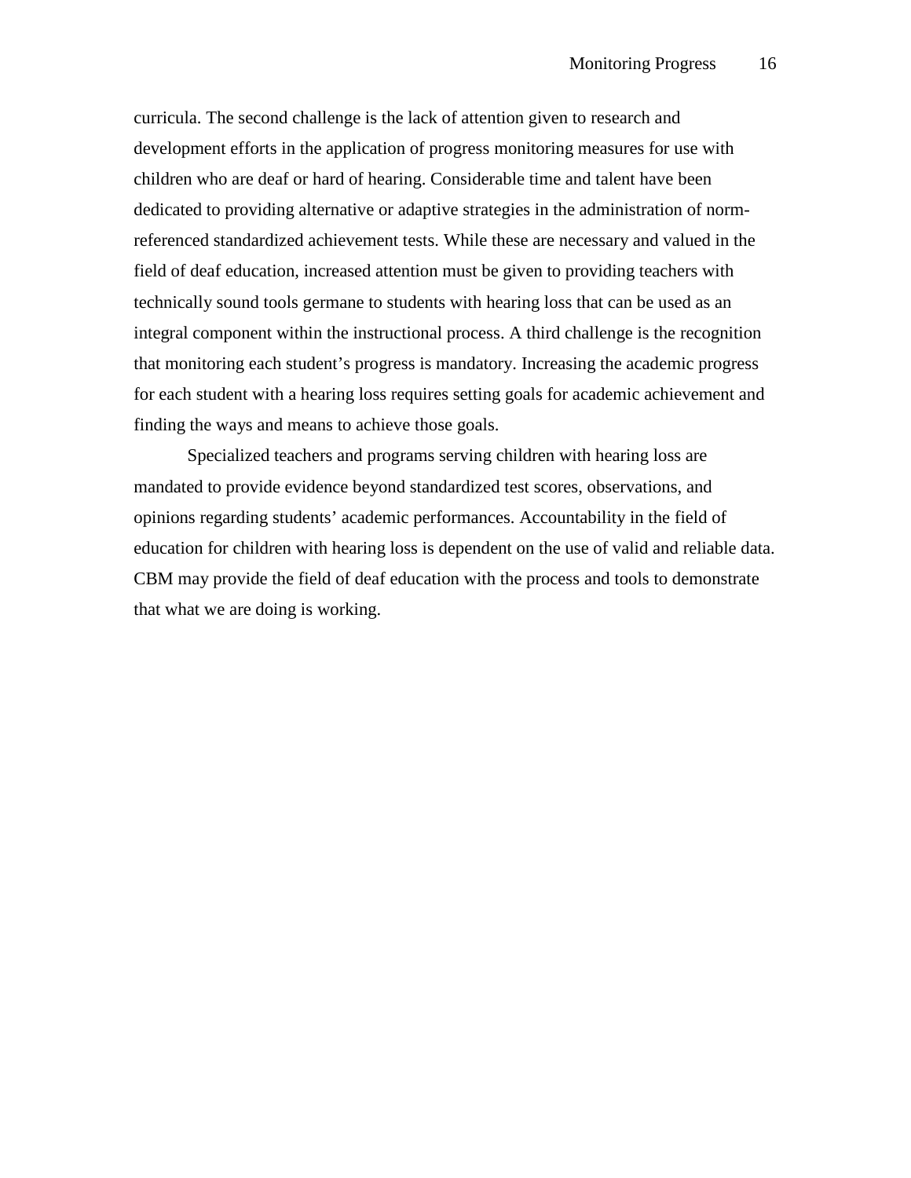curricula. The second challenge is the lack of attention given to research and development efforts in the application of progress monitoring measures for use with children who are deaf or hard of hearing. Considerable time and talent have been dedicated to providing alternative or adaptive strategies in the administration of norm-referenced standardized achievement tests. While these are necessary and valued in the field of deaf education, increased attention must be given to providing teachers with technically sound tools germane to students with hearing loss that can be used as an integral component within the instructional process. A third challenge is the recognition that monitoring each student's progress is mandatory. Increasing the academic progress for each student with a hearing loss requires setting goals for academic achievement and finding the ways and means to achieve those goals.

Specialized teachers and programs serving children with hearing loss are mandated to provide evidence beyond standardized test scores, observations, and opinions regarding students' academic performances. Accountability in the field of education for children with hearing loss is dependent on the use of valid and reliable data. CBM may provide the field of deaf education with the process and tools to demonstrate that what we are doing is working.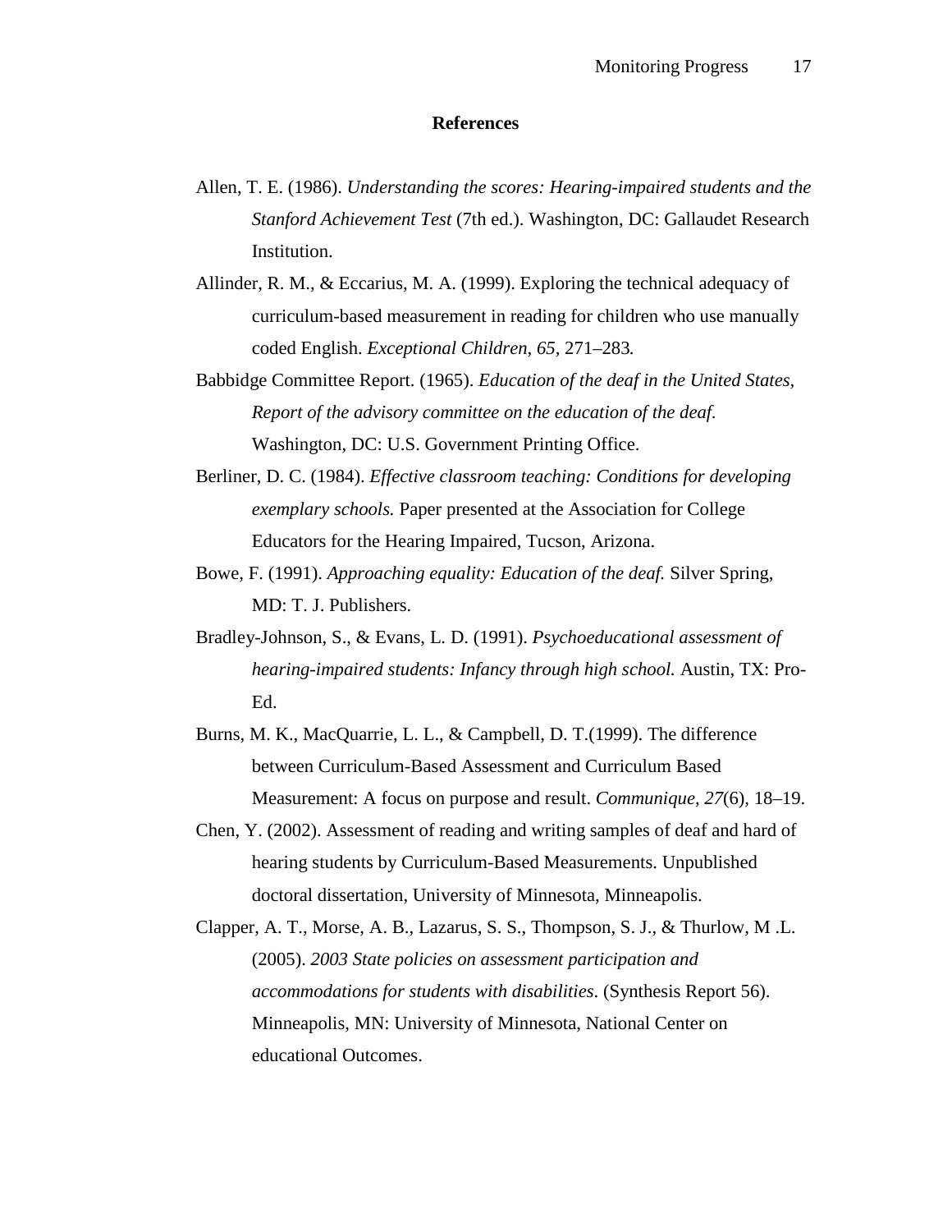## References

Allen, T. E. (1986). *Understanding the scores: Hearing-impaired students and the Stanford Achievement Test* (7th ed.). Washington, DC: Gallaudet Research Institution.

Allinder, R. M., & Eccarius, M. A. (1999). Exploring the technical adequacy of curriculum-based measurement in reading for children who use manually coded English. *Exceptional Children, 65,* 271–283*.*

Babbidge Committee Report. (1965). *Education of the deaf in the United States, Report of the advisory committee on the education of the deaf.* Washington, DC: U.S. Government Printing Office.

Berliner, D. C. (1984). *Effective classroom teaching: Conditions for developing exemplary schools.* Paper presented at the Association for College Educators for the Hearing Impaired, Tucson, Arizona.

Bowe, F. (1991). *Approaching equality: Education of the deaf.* Silver Spring, MD: T. J. Publishers.

Bradley-Johnson, S., & Evans, L. D. (1991). *Psychoeducational assessment of hearing-impaired students: Infancy through high school.* Austin, TX: Pro-Ed.

Burns, M. K., MacQuarrie, L. L., & Campbell, D. T.(1999). The difference between Curriculum-Based Assessment and Curriculum Based Measurement: A focus on purpose and result. *Communique, 27*(6)*,* 18–19.

Chen, Y. (2002). Assessment of reading and writing samples of deaf and hard of hearing students by Curriculum-Based Measurements. Unpublished doctoral dissertation, University of Minnesota, Minneapolis.

Clapper, A. T., Morse, A. B., Lazarus, S. S., Thompson, S. J., & Thurlow, M .L. (2005). *2003 State policies on assessment participation and accommodations for students with disabilities*. (Synthesis Report 56). Minneapolis, MN: University of Minnesota, National Center on educational Outcomes.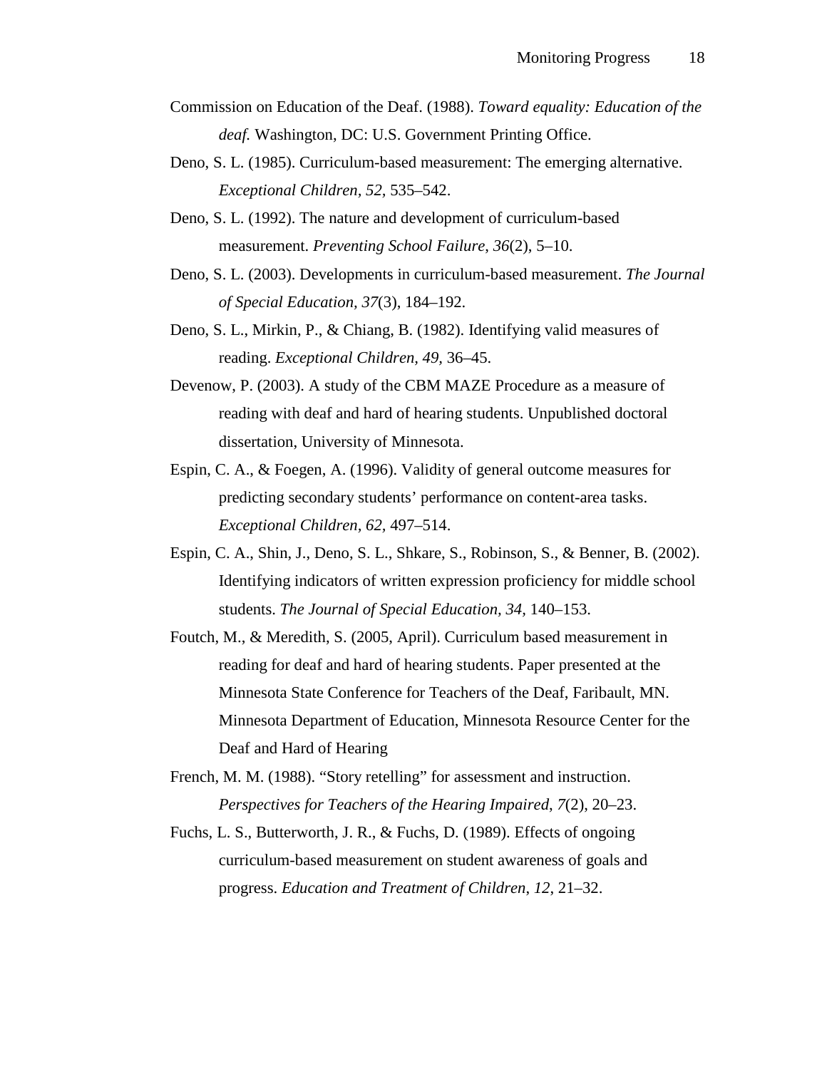Commission on Education of the Deaf. (1988). *Toward equality: Education of the deaf.* Washington, DC: U.S. Government Printing Office.

Deno, S. L. (1985). Curriculum-based measurement: The emerging alternative. *Exceptional Children, 52*, 535–542.

Deno, S. L. (1992). The nature and development of curriculum-based measurement. *Preventing School Failure*, *36*(2), 5–10.

Deno, S. L. (2003). Developments in curriculum-based measurement. *The Journal of Special Education, 37*(3), 184–192.

Deno, S. L., Mirkin, P., & Chiang, B. (1982). Identifying valid measures of reading. *Exceptional Children, 49*, 36–45.

Devenow, P. (2003). A study of the CBM MAZE Procedure as a measure of reading with deaf and hard of hearing students. Unpublished doctoral dissertation, University of Minnesota.

Espin, C. A., & Foegen, A. (1996). Validity of general outcome measures for predicting secondary students' performance on content-area tasks. *Exceptional Children, 62*, 497–514.

Espin, C. A., Shin, J., Deno, S. L., Shkare, S., Robinson, S., & Benner, B. (2002). Identifying indicators of written expression proficiency for middle school students. *The Journal of Special Education, 34,* 140–153.

Foutch, M., & Meredith, S. (2005, April). Curriculum based measurement in reading for deaf and hard of hearing students. Paper presented at the Minnesota State Conference for Teachers of the Deaf, Faribault, MN. Minnesota Department of Education, Minnesota Resource Center for the Deaf and Hard of Hearing

French, M. M. (1988). "Story retelling" for assessment and instruction. *Perspectives for Teachers of the Hearing Impaired*, *7*(2), 20–23.

Fuchs, L. S., Butterworth, J. R., & Fuchs, D. (1989). Effects of ongoing curriculum-based measurement on student awareness of goals and progress. *Education and Treatment of Children*, *12*, 21–32.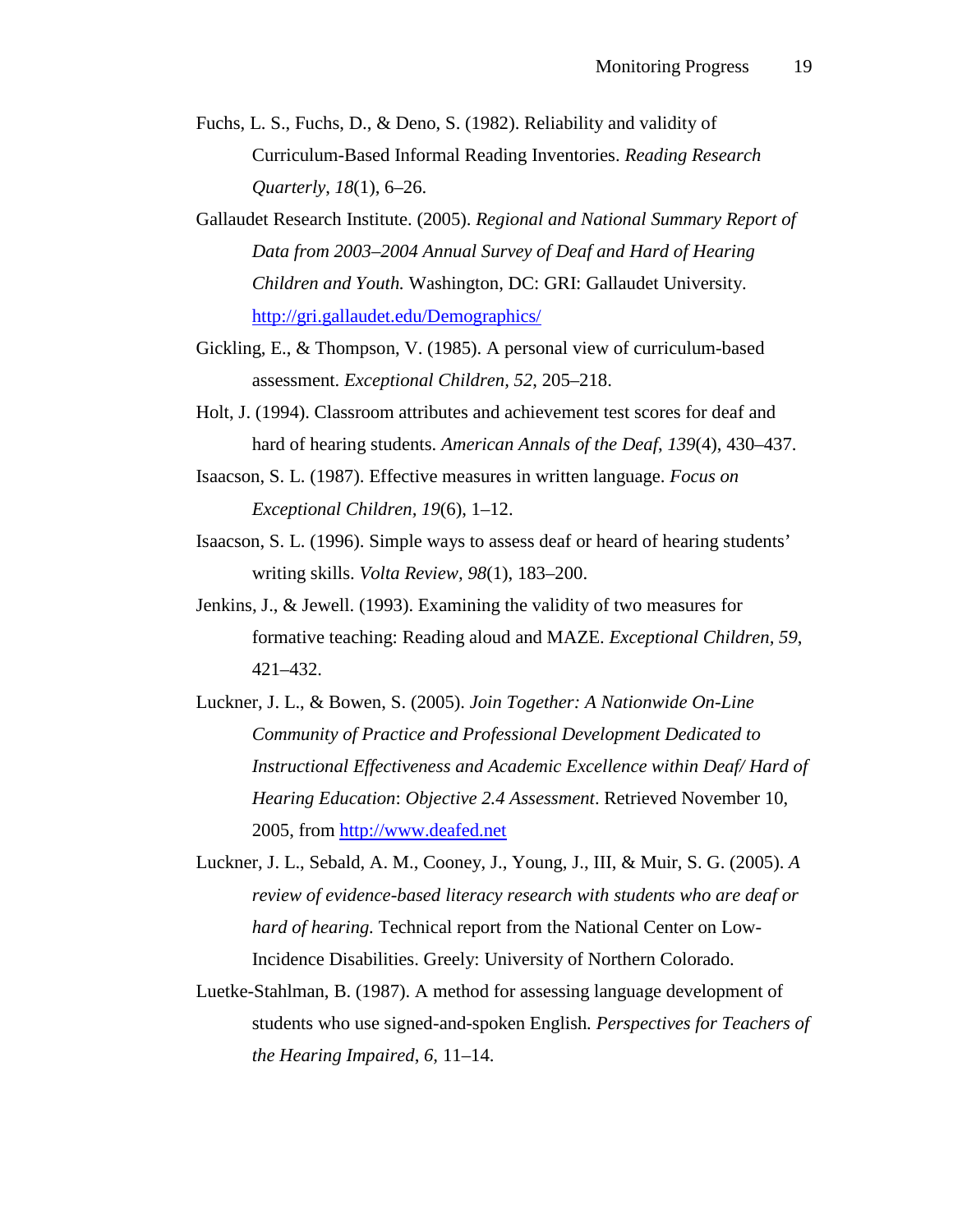Fuchs, L. S., Fuchs, D., & Deno, S. (1982). Reliability and validity of Curriculum-Based Informal Reading Inventories. *Reading Research Quarterly*, *18*(1), 6–26.

Gallaudet Research Institute. (2005). *Regional and National Summary Report of Data from 2003–2004 Annual Survey of Deaf and Hard of Hearing Children and Youth.* Washington, DC: GRI: Gallaudet University. http://gri.gallaudet.edu/Demographics/

Gickling, E., & Thompson, V. (1985). A personal view of curriculum-based assessment. *Exceptional Children, 52*, 205–218.

Holt, J. (1994). Classroom attributes and achievement test scores for deaf and hard of hearing students. *American Annals of the Deaf*, *139*(4), 430–437.

Isaacson, S. L. (1987). Effective measures in written language. *Focus on Exceptional Children, 19*(6), 1–12.

Isaacson, S. L. (1996). Simple ways to assess deaf or heard of hearing students' writing skills. *Volta Review, 98*(1), 183–200.

Jenkins, J., & Jewell. (1993). Examining the validity of two measures for formative teaching: Reading aloud and MAZE. *Exceptional Children, 59*, 421–432.

Luckner, J. L., & Bowen, S. (2005). *Join Together: A Nationwide On-Line Community of Practice and Professional Development Dedicated to Instructional Effectiveness and Academic Excellence within Deaf/ Hard of Hearing Education*: *Objective 2.4 Assessment*. Retrieved November 10, 2005, from http://www.deafed.net

Luckner, J. L., Sebald, A. M., Cooney, J., Young, J., III, & Muir, S. G. (2005). *A review of evidence-based literacy research with students who are deaf or hard of hearing.* Technical report from the National Center on Low-Incidence Disabilities. Greely: University of Northern Colorado.

Luetke-Stahlman, B. (1987). A method for assessing language development of students who use signed-and-spoken English*. Perspectives for Teachers of the Hearing Impaired*, *6,* 11–14.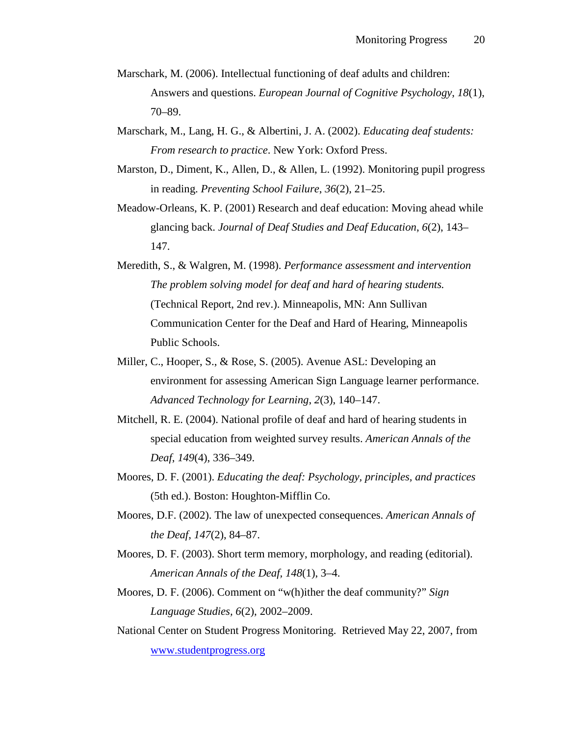Marschark, M. (2006). Intellectual functioning of deaf adults and children: Answers and questions. *European Journal of Cognitive Psychology*, *18*(1), 70–89.

Marschark, M., Lang, H. G., & Albertini, J. A. (2002). *Educating deaf students: From research to practice*. New York: Oxford Press.

Marston, D., Diment, K., Allen, D., & Allen, L. (1992). Monitoring pupil progress in reading. *Preventing School Failure, 36*(2), 21–25.

Meadow-Orleans, K. P. (2001) Research and deaf education: Moving ahead while glancing back. *Journal of Deaf Studies and Deaf Education*, *6*(2), 143–147.

Meredith, S., & Walgren, M. (1998). *Performance assessment and intervention The problem solving model for deaf and hard of hearing students.* (Technical Report, 2nd rev.). Minneapolis, MN: Ann Sullivan Communication Center for the Deaf and Hard of Hearing, Minneapolis Public Schools.

Miller, C., Hooper, S., & Rose, S. (2005). Avenue ASL: Developing an environment for assessing American Sign Language learner performance. *Advanced Technology for Learning*, *2*(3), 140–147.

Mitchell, R. E. (2004). National profile of deaf and hard of hearing students in special education from weighted survey results. *American Annals of the Deaf*, *149*(4), 336–349.

Moores, D. F. (2001). *Educating the deaf: Psychology, principles, and practices* (5th ed.). Boston: Houghton-Mifflin Co.

Moores, D.F. (2002). The law of unexpected consequences. *American Annals of the Deaf*, *147*(2), 84–87.

Moores, D. F. (2003). Short term memory, morphology, and reading (editorial). *American Annals of the Deaf, 148*(1), 3–4.

Moores, D. F. (2006). Comment on "w(h)ither the deaf community?" *Sign Language Studies*, *6*(2), 2002–2009.

National Center on Student Progress Monitoring. Retrieved May 22, 2007, from www.studentprogress.org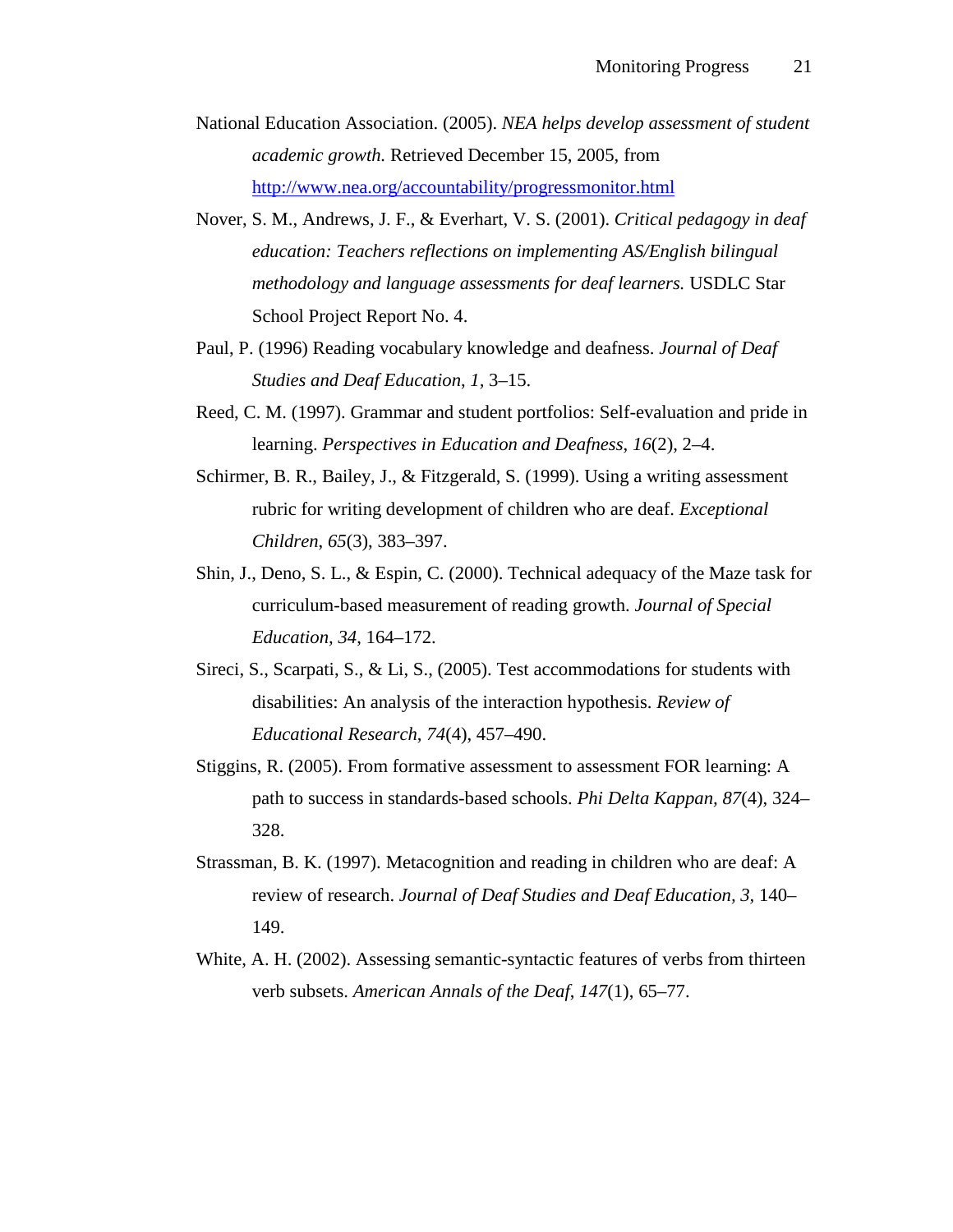National Education Association. (2005). *NEA helps develop assessment of student academic growth.* Retrieved December 15, 2005, from http://www.nea.org/accountability/progressmonitor.html

Nover, S. M., Andrews, J. F., & Everhart, V. S. (2001). *Critical pedagogy in deaf education: Teachers reflections on implementing AS/English bilingual methodology and language assessments for deaf learners.* USDLC Star School Project Report No. 4.

Paul, P. (1996) Reading vocabulary knowledge and deafness. *Journal of Deaf Studies and Deaf Education*, *1*, 3–15.

Reed, C. M. (1997). Grammar and student portfolios: Self-evaluation and pride in learning. *Perspectives in Education and Deafness*, *16*(2), 2–4.

Schirmer, B. R., Bailey, J., & Fitzgerald, S. (1999). Using a writing assessment rubric for writing development of children who are deaf. *Exceptional Children*, *65*(3), 383–397.

Shin, J., Deno, S. L., & Espin, C. (2000). Technical adequacy of the Maze task for curriculum-based measurement of reading growth. *Journal of Special Education*, *34*, 164–172.

Sireci, S., Scarpati, S., & Li, S., (2005). Test accommodations for students with disabilities: An analysis of the interaction hypothesis. *Review of Educational Research*, *74*(4), 457–490.

Stiggins, R. (2005). From formative assessment to assessment FOR learning: A path to success in standards-based schools. *Phi Delta Kappan*, *87*(4), 324–328.

Strassman, B. K. (1997). Metacognition and reading in children who are deaf: A review of research. *Journal of Deaf Studies and Deaf Education, 3,* 140–149.

White, A. H. (2002). Assessing semantic-syntactic features of verbs from thirteen verb subsets. *American Annals of the Deaf*, *147*(1), 65–77.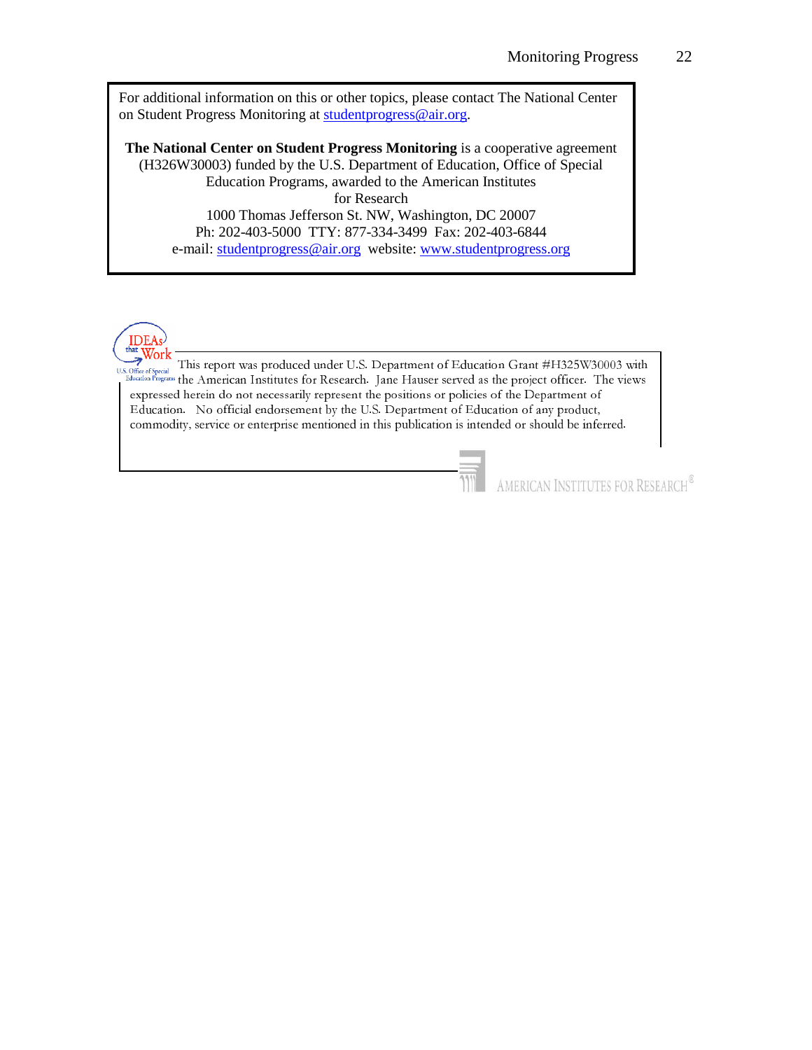For additional information on this or other topics, please contact The National Center on Student Progress Monitoring at studentprogress@air.org.

**The National Center on Student Progress Monitoring** is a cooperative agreement (H326W30003) funded by the U.S. Department of Education, Office of Special Education Programs, awarded to the American Institutes for Research
1000 Thomas Jefferson St. NW, Washington, DC 20007
Ph: 202-403-5000 TTY: 877-334-3499 Fax: 202-403-6844
e-mail: studentprogress@air.org website: www.studentprogress.org

IDEAs that Work
U.S. Office of Special Education Programs

This report was produced under U.S. Department of Education Grant #H325W30003 with the American Institutes for Research. Jane Hauser served as the project officer. The views expressed herein do not necessarily represent the positions or policies of the Department of Education. No official endorsement by the U.S. Department of Education of any product, commodity, service or enterprise mentioned in this publication is intended or should be inferred.

AMERICAN INSTITUTES FOR RESEARCH®